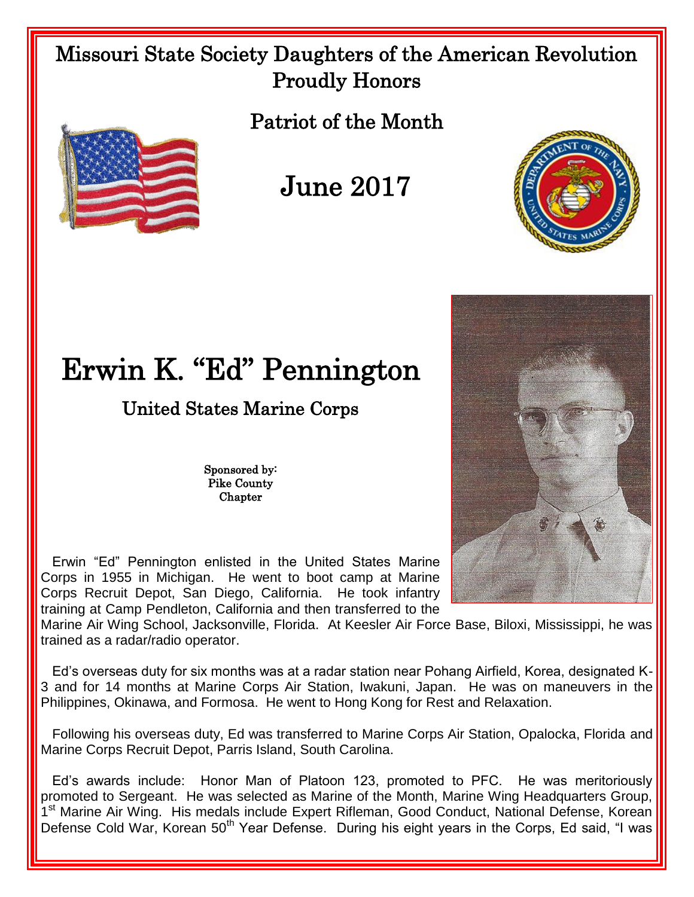Missouri State Society Daughters of the American Revolution
Proudly Honors

Patriot of the Month

# June 2017

# Erwin K. "Ed" Pennington

## United States Marine Corps

Sponsored by:
Pike County
Chapter

Erwin "Ed" Pennington enlisted in the United States Marine Corps in 1955 in Michigan. He went to boot camp at Marine Corps Recruit Depot, San Diego, California. He took infantry training at Camp Pendleton, California and then transferred to the Marine Air Wing School, Jacksonville, Florida. At Keesler Air Force Base, Biloxi, Mississippi, he was trained as a radar/radio operator.

Ed's overseas duty for six months was at a radar station near Pohang Airfield, Korea, designated K-3 and for 14 months at Marine Corps Air Station, Iwakuni, Japan. He was on maneuvers in the Philippines, Okinawa, and Formosa. He went to Hong Kong for Rest and Relaxation.

Following his overseas duty, Ed was transferred to Marine Corps Air Station, Opalocka, Florida and Marine Corps Recruit Depot, Parris Island, South Carolina.

Ed's awards include: Honor Man of Platoon 123, promoted to PFC. He was meritoriously promoted to Sergeant. He was selected as Marine of the Month, Marine Wing Headquarters Group, 1st Marine Air Wing. His medals include Expert Rifleman, Good Conduct, National Defense, Korean Defense Cold War, Korean 50th Year Defense. During his eight years in the Corps, Ed said, "I was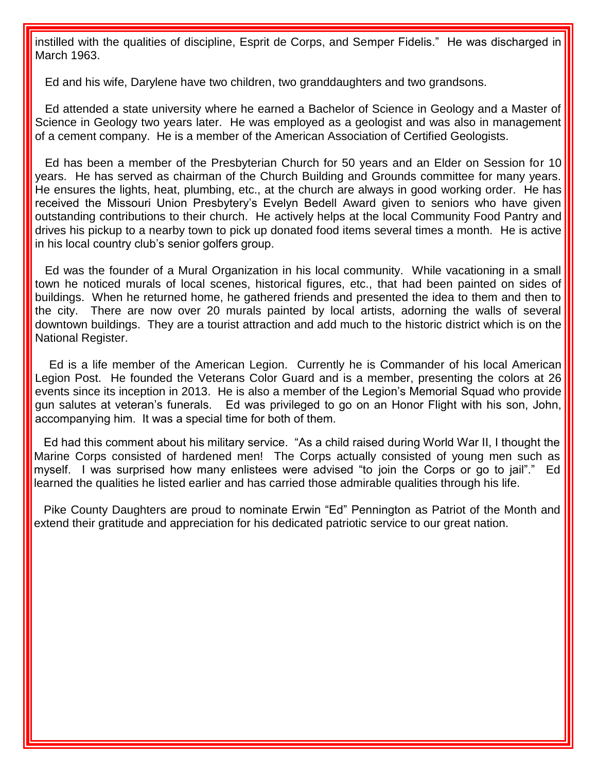instilled with the qualities of discipline, Esprit de Corps, and Semper Fidelis." He was discharged in March 1963.

Ed and his wife, Darylene have two children, two granddaughters and two grandsons.

Ed attended a state university where he earned a Bachelor of Science in Geology and a Master of Science in Geology two years later. He was employed as a geologist and was also in management of a cement company. He is a member of the American Association of Certified Geologists.

Ed has been a member of the Presbyterian Church for 50 years and an Elder on Session for 10 years. He has served as chairman of the Church Building and Grounds committee for many years. He ensures the lights, heat, plumbing, etc., at the church are always in good working order. He has received the Missouri Union Presbytery's Evelyn Bedell Award given to seniors who have given outstanding contributions to their church. He actively helps at the local Community Food Pantry and drives his pickup to a nearby town to pick up donated food items several times a month. He is active in his local country club's senior golfers group.

Ed was the founder of a Mural Organization in his local community. While vacationing in a small town he noticed murals of local scenes, historical figures, etc., that had been painted on sides of buildings. When he returned home, he gathered friends and presented the idea to them and then to the city. There are now over 20 murals painted by local artists, adorning the walls of several downtown buildings. They are a tourist attraction and add much to the historic district which is on the National Register.

Ed is a life member of the American Legion. Currently he is Commander of his local American Legion Post. He founded the Veterans Color Guard and is a member, presenting the colors at 26 events since its inception in 2013. He is also a member of the Legion's Memorial Squad who provide gun salutes at veteran's funerals. Ed was privileged to go on an Honor Flight with his son, John, accompanying him. It was a special time for both of them.

Ed had this comment about his military service. "As a child raised during World War II, I thought the Marine Corps consisted of hardened men! The Corps actually consisted of young men such as myself. I was surprised how many enlistees were advised "to join the Corps or go to jail"." Ed learned the qualities he listed earlier and has carried those admirable qualities through his life.

Pike County Daughters are proud to nominate Erwin "Ed" Pennington as Patriot of the Month and extend their gratitude and appreciation for his dedicated patriotic service to our great nation.